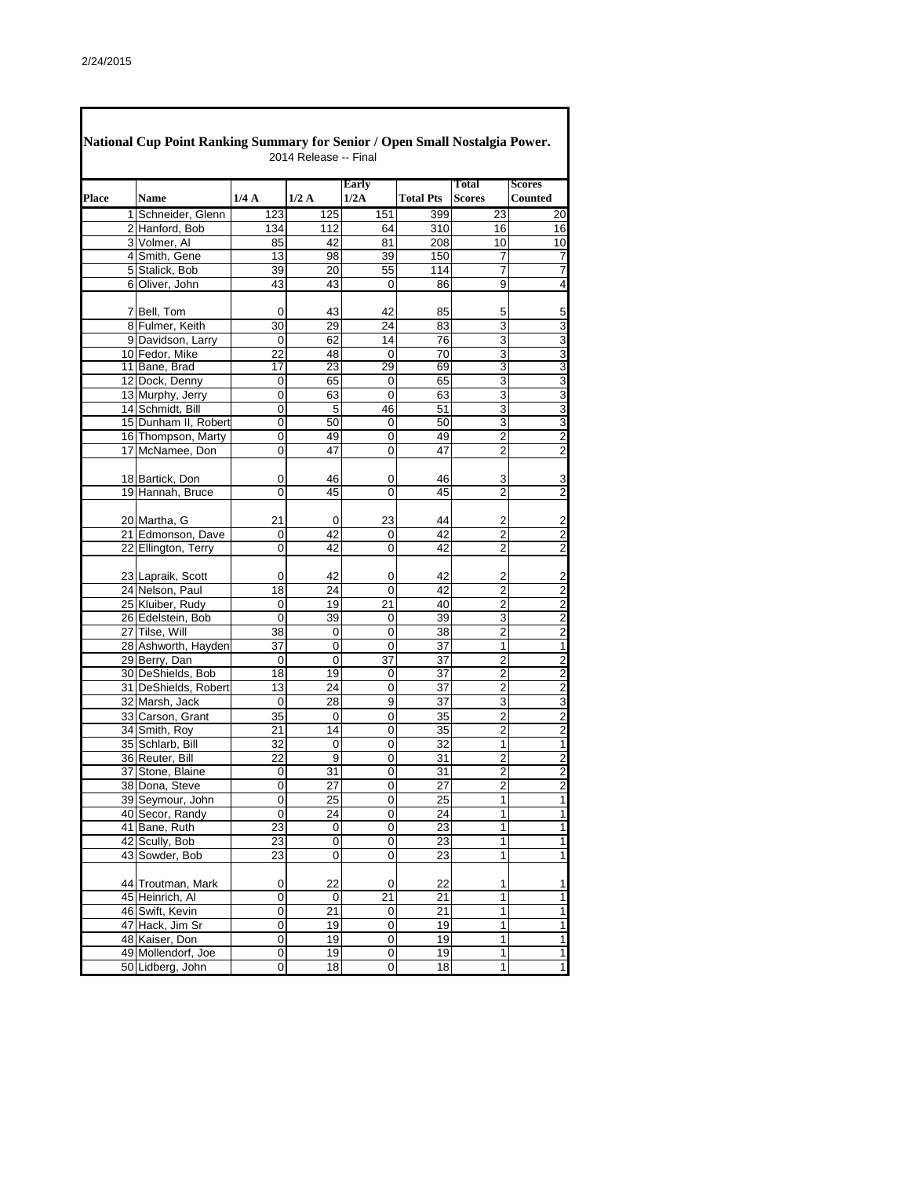## National Cup Point Ranking Summary for Senior / Open Small Nostalgia Power.

2014 Release -- Final

| Place | Name | 1/4 A | 1/2 A | Early 1/2A | Total Pts | Total Scores | Scores Counted |
|---|---|---|---|---|---|---|---|
| 1 | Schneider, Glenn | 123 | 125 | 151 | 399 | 23 | 20 |
| 2 | Hanford, Bob | 134 | 112 | 64 | 310 | 16 | 16 |
| 3 | Volmer, Al | 85 | 42 | 81 | 208 | 10 | 10 |
| 4 | Smith, Gene | 13 | 98 | 39 | 150 | 7 | 7 |
| 5 | Stalick, Bob | 39 | 20 | 55 | 114 | 7 | 7 |
| 6 | Oliver, John | 43 | 43 | 0 | 86 | 9 | 4 |
| 7 | Bell, Tom | 0 | 43 | 42 | 85 | 5 | 5 |
| 8 | Fulmer, Keith | 30 | 29 | 24 | 83 | 3 | 3 |
| 9 | Davidson, Larry | 0 | 62 | 14 | 76 | 3 | 3 |
| 10 | Fedor, Mike | 22 | 48 | 0 | 70 | 3 | 3 |
| 11 | Bane, Brad | 17 | 23 | 29 | 69 | 3 | 3 |
| 12 | Dock, Denny | 0 | 65 | 0 | 65 | 3 | 3 |
| 13 | Murphy, Jerry | 0 | 63 | 0 | 63 | 3 | 3 |
| 14 | Schmidt, Bill | 0 | 5 | 46 | 51 | 3 | 3 |
| 15 | Dunham II, Robert | 0 | 50 | 0 | 50 | 3 | 3 |
| 16 | Thompson, Marty | 0 | 49 | 0 | 49 | 2 | 2 |
| 17 | McNamee, Don | 0 | 47 | 0 | 47 | 2 | 2 |
| 18 | Bartick, Don | 0 | 46 | 0 | 46 | 3 | 3 |
| 19 | Hannah, Bruce | 0 | 45 | 0 | 45 | 2 | 2 |
| 20 | Martha, G | 21 | 0 | 23 | 44 | 2 | 2 |
| 21 | Edmonson, Dave | 0 | 42 | 0 | 42 | 2 | 2 |
| 22 | Ellington, Terry | 0 | 42 | 0 | 42 | 2 | 2 |
| 23 | Lapraik, Scott | 0 | 42 | 0 | 42 | 2 | 2 |
| 24 | Nelson, Paul | 18 | 24 | 0 | 42 | 2 | 2 |
| 25 | Kluiber, Rudy | 0 | 19 | 21 | 40 | 2 | 2 |
| 26 | Edelstein, Bob | 0 | 39 | 0 | 39 | 3 | 2 |
| 27 | Tilse, Will | 38 | 0 | 0 | 38 | 2 | 2 |
| 28 | Ashworth, Hayden | 37 | 0 | 0 | 37 | 1 | 1 |
| 29 | Berry, Dan | 0 | 0 | 37 | 37 | 2 | 2 |
| 30 | DeShields, Bob | 18 | 19 | 0 | 37 | 2 | 2 |
| 31 | DeShields, Robert | 13 | 24 | 0 | 37 | 2 | 2 |
| 32 | Marsh, Jack | 0 | 28 | 9 | 37 | 3 | 3 |
| 33 | Carson, Grant | 35 | 0 | 0 | 35 | 2 | 2 |
| 34 | Smith, Roy | 21 | 14 | 0 | 35 | 2 | 2 |
| 35 | Schlarb, Bill | 32 | 0 | 0 | 32 | 1 | 1 |
| 36 | Reuter, Bill | 22 | 9 | 0 | 31 | 2 | 2 |
| 37 | Stone, Blaine | 0 | 31 | 0 | 31 | 2 | 2 |
| 38 | Dona, Steve | 0 | 27 | 0 | 27 | 2 | 2 |
| 39 | Seymour, John | 0 | 25 | 0 | 25 | 1 | 1 |
| 40 | Secor, Randy | 0 | 24 | 0 | 24 | 1 | 1 |
| 41 | Bane, Ruth | 23 | 0 | 0 | 23 | 1 | 1 |
| 42 | Scully, Bob | 23 | 0 | 0 | 23 | 1 | 1 |
| 43 | Sowder, Bob | 23 | 0 | 0 | 23 | 1 | 1 |
| 44 | Troutman, Mark | 0 | 22 | 0 | 22 | 1 | 1 |
| 45 | Heinrich, Al | 0 | 0 | 21 | 21 | 1 | 1 |
| 46 | Swift, Kevin | 0 | 21 | 0 | 21 | 1 | 1 |
| 47 | Hack, Jim Sr | 0 | 19 | 0 | 19 | 1 | 1 |
| 48 | Kaiser, Don | 0 | 19 | 0 | 19 | 1 | 1 |
| 49 | Mollendorf, Joe | 0 | 19 | 0 | 19 | 1 | 1 |
| 50 | Lidberg, John | 0 | 18 | 0 | 18 | 1 | 1 |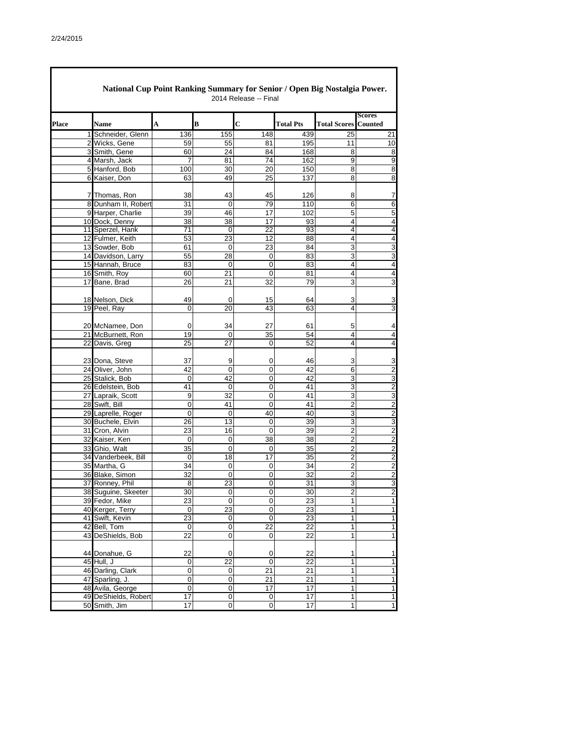## National Cup Point Ranking Summary for Senior / Open Big Nostalgia Power.

2014 Release -- Final

| Place | Name | A | B | C | Total Pts | Total Scores | Scores Counted |
|---|---|---|---|---|---|---|---|
| 1 | Schneider, Glenn | 136 | 155 | 148 | 439 | 25 | 21 |
| 2 | Wicks, Gene | 59 | 55 | 81 | 195 | 11 | 10 |
| 3 | Smith, Gene | 60 | 24 | 84 | 168 | 8 | 8 |
| 4 | Marsh, Jack | 7 | 81 | 74 | 162 | 9 | 9 |
| 5 | Hanford, Bob | 100 | 30 | 20 | 150 | 8 | 8 |
| 6 | Kaiser, Don | 63 | 49 | 25 | 137 | 8 | 8 |
| 7 | Thomas, Ron | 38 | 43 | 45 | 126 | 8 | 7 |
| 8 | Dunham II, Robert | 31 | 0 | 79 | 110 | 6 | 6 |
| 9 | Harper, Charlie | 39 | 46 | 17 | 102 | 5 | 5 |
| 10 | Dock, Denny | 38 | 38 | 17 | 93 | 4 | 4 |
| 11 | Sperzel, Hank | 71 | 0 | 22 | 93 | 4 | 4 |
| 12 | Fulmer, Keith | 53 | 23 | 12 | 88 | 4 | 4 |
| 13 | Sowder, Bob | 61 | 0 | 23 | 84 | 3 | 3 |
| 14 | Davidson, Larry | 55 | 28 | 0 | 83 | 3 | 3 |
| 15 | Hannah, Bruce | 83 | 0 | 0 | 83 | 4 | 4 |
| 16 | Smith, Roy | 60 | 21 | 0 | 81 | 4 | 4 |
| 17 | Bane, Brad | 26 | 21 | 32 | 79 | 3 | 3 |
| 18 | Nelson, Dick | 49 | 0 | 15 | 64 | 3 | 3 |
| 19 | Peel, Ray | 0 | 20 | 43 | 63 | 4 | 3 |
| 20 | McNamee, Don | 0 | 34 | 27 | 61 | 5 | 4 |
| 21 | McBurnett, Ron | 19 | 0 | 35 | 54 | 4 | 4 |
| 22 | Davis, Greg | 25 | 27 | 0 | 52 | 4 | 4 |
| 23 | Dona, Steve | 37 | 9 | 0 | 46 | 3 | 3 |
| 24 | Oliver, John | 42 | 0 | 0 | 42 | 6 | 2 |
| 25 | Stalick, Bob | 0 | 42 | 0 | 42 | 3 | 3 |
| 26 | Edelstein, Bob | 41 | 0 | 0 | 41 | 3 | 2 |
| 27 | Lapraik, Scott | 9 | 32 | 0 | 41 | 3 | 3 |
| 28 | Swift, Bill | 0 | 41 | 0 | 41 | 2 | 2 |
| 29 | Laprelle, Roger | 0 | 0 | 40 | 40 | 3 | 2 |
| 30 | Buchele, Elvin | 26 | 13 | 0 | 39 | 3 | 3 |
| 31 | Cron, Alvin | 23 | 16 | 0 | 39 | 2 | 2 |
| 32 | Kaiser, Ken | 0 | 0 | 38 | 38 | 2 | 2 |
| 33 | Ghio, Walt | 35 | 0 | 0 | 35 | 2 | 2 |
| 34 | Vanderbeek, Bill | 0 | 18 | 17 | 35 | 2 | 2 |
| 35 | Martha, G | 34 | 0 | 0 | 34 | 2 | 2 |
| 36 | Blake, Simon | 32 | 0 | 0 | 32 | 2 | 2 |
| 37 | Ronney, Phil | 8 | 23 | 0 | 31 | 3 | 3 |
| 38 | Suguine, Skeeter | 30 | 0 | 0 | 30 | 2 | 2 |
| 39 | Fedor, Mike | 23 | 0 | 0 | 23 | 1 | 1 |
| 40 | Kerger, Terry | 0 | 23 | 0 | 23 | 1 | 1 |
| 41 | Swift, Kevin | 23 | 0 | 0 | 23 | 1 | 1 |
| 42 | Bell, Tom | 0 | 0 | 22 | 22 | 1 | 1 |
| 43 | DeShields, Bob | 22 | 0 | 0 | 22 | 1 | 1 |
| 44 | Donahue, G | 22 | 0 | 0 | 22 | 1 | 1 |
| 45 | Hull, J | 0 | 22 | 0 | 22 | 1 | 1 |
| 46 | Darling, Clark | 0 | 0 | 21 | 21 | 1 | 1 |
| 47 | Sparling, J. | 0 | 0 | 21 | 21 | 1 | 1 |
| 48 | Avila, George | 0 | 0 | 17 | 17 | 1 | 1 |
| 49 | DeShields, Robert | 17 | 0 | 0 | 17 | 1 | 1 |
| 50 | Smith, Jim | 17 | 0 | 0 | 17 | 1 | 1 |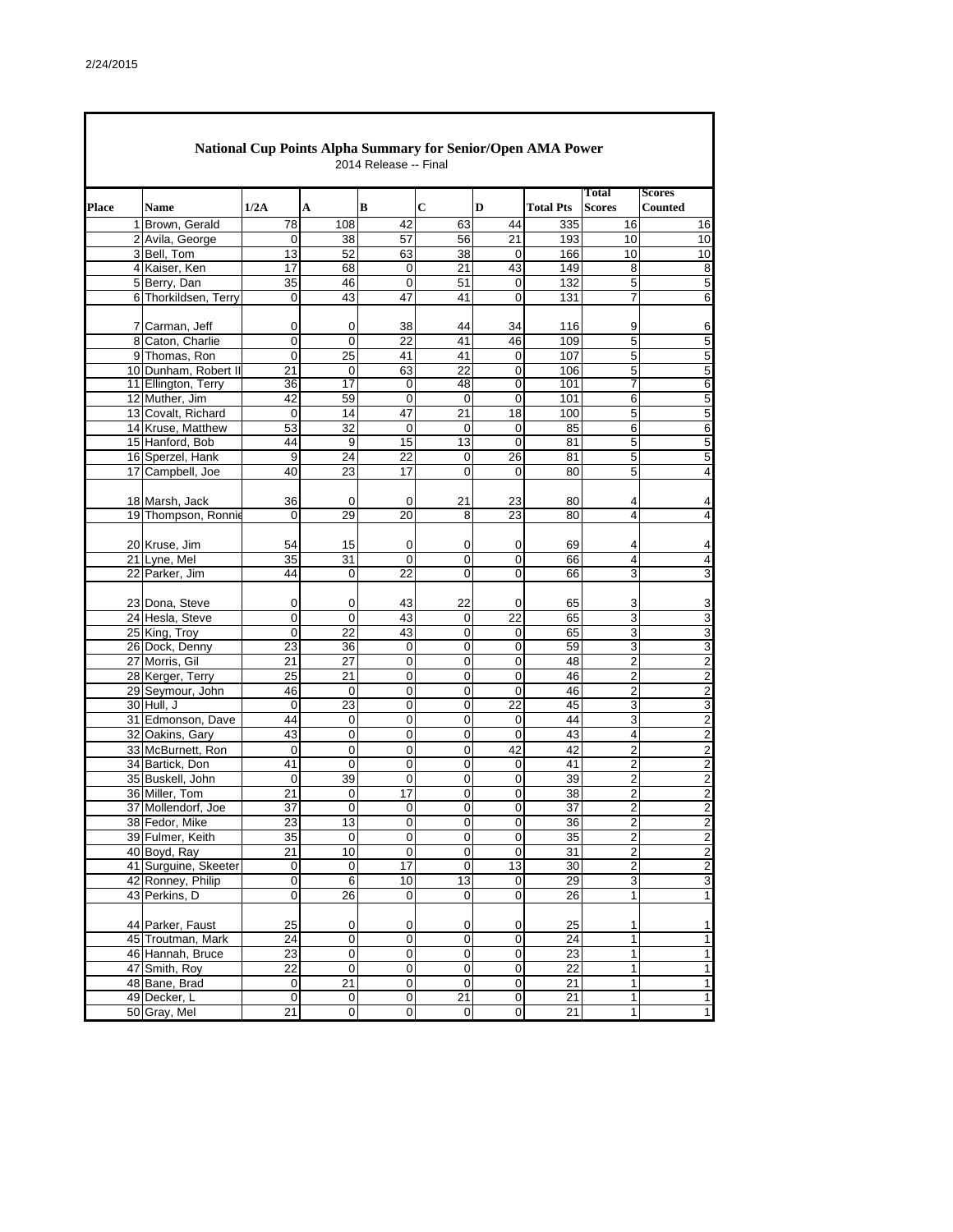2/24/2015

## National Cup Points Alpha Summary for Senior/Open AMA Power

2014 Release -- Final

| Place | Name | 1/2A | A | B | C | D | Total Pts | Total Scores | Scores Counted |
|---|---|---|---|---|---|---|---|---|---|
| 1 | Brown, Gerald | 78 | 108 | 42 | 63 | 44 | 335 | 16 | 16 |
| 2 | Avila, George | 0 | 38 | 57 | 56 | 21 | 193 | 10 | 10 |
| 3 | Bell, Tom | 13 | 52 | 63 | 38 | 0 | 166 | 10 | 10 |
| 4 | Kaiser, Ken | 17 | 68 | 0 | 21 | 43 | 149 | 8 | 8 |
| 5 | Berry, Dan | 35 | 46 | 0 | 51 | 0 | 132 | 5 | 5 |
| 6 | Thorkildsen, Terry | 0 | 43 | 47 | 41 | 0 | 131 | 7 | 6 |
| 7 | Carman, Jeff | 0 | 0 | 38 | 44 | 34 | 116 | 9 | 6 |
| 8 | Caton, Charlie | 0 | 0 | 22 | 41 | 46 | 109 | 5 | 5 |
| 9 | Thomas, Ron | 0 | 25 | 41 | 41 | 0 | 107 | 5 | 5 |
| 10 | Dunham, Robert II | 21 | 0 | 63 | 22 | 0 | 106 | 5 | 5 |
| 11 | Ellington, Terry | 36 | 17 | 0 | 48 | 0 | 101 | 7 | 6 |
| 12 | Muther, Jim | 42 | 59 | 0 | 0 | 0 | 101 | 6 | 5 |
| 13 | Covalt, Richard | 0 | 14 | 47 | 21 | 18 | 100 | 5 | 5 |
| 14 | Kruse, Matthew | 53 | 32 | 0 | 0 | 0 | 85 | 6 | 6 |
| 15 | Hanford, Bob | 44 | 9 | 15 | 13 | 0 | 81 | 5 | 5 |
| 16 | Sperzel, Hank | 9 | 24 | 22 | 0 | 26 | 81 | 5 | 5 |
| 17 | Campbell, Joe | 40 | 23 | 17 | 0 | 0 | 80 | 5 | 4 |
| 18 | Marsh, Jack | 36 | 0 | 0 | 21 | 23 | 80 | 4 | 4 |
| 19 | Thompson, Ronnie | 0 | 29 | 20 | 8 | 23 | 80 | 4 | 4 |
| 20 | Kruse, Jim | 54 | 15 | 0 | 0 | 0 | 69 | 4 | 4 |
| 21 | Lyne, Mel | 35 | 31 | 0 | 0 | 0 | 66 | 4 | 4 |
| 22 | Parker, Jim | 44 | 0 | 22 | 0 | 0 | 66 | 3 | 3 |
| 23 | Dona, Steve | 0 | 0 | 43 | 22 | 0 | 65 | 3 | 3 |
| 24 | Hesla, Steve | 0 | 0 | 43 | 0 | 22 | 65 | 3 | 3 |
| 25 | King, Troy | 0 | 22 | 43 | 0 | 0 | 65 | 3 | 3 |
| 26 | Dock, Denny | 23 | 36 | 0 | 0 | 0 | 59 | 3 | 3 |
| 27 | Morris, Gil | 21 | 27 | 0 | 0 | 0 | 48 | 2 | 2 |
| 28 | Kerger, Terry | 25 | 21 | 0 | 0 | 0 | 46 | 2 | 2 |
| 29 | Seymour, John | 46 | 0 | 0 | 0 | 0 | 46 | 2 | 2 |
| 30 | Hull, J | 0 | 23 | 0 | 0 | 22 | 45 | 3 | 3 |
| 31 | Edmonson, Dave | 44 | 0 | 0 | 0 | 0 | 44 | 3 | 2 |
| 32 | Oakins, Gary | 43 | 0 | 0 | 0 | 0 | 43 | 4 | 2 |
| 33 | McBurnett, Ron | 0 | 0 | 0 | 0 | 42 | 42 | 2 | 2 |
| 34 | Bartick, Don | 41 | 0 | 0 | 0 | 0 | 41 | 2 | 2 |
| 35 | Buskell, John | 0 | 39 | 0 | 0 | 0 | 39 | 2 | 2 |
| 36 | Miller, Tom | 21 | 0 | 17 | 0 | 0 | 38 | 2 | 2 |
| 37 | Mollendorf, Joe | 37 | 0 | 0 | 0 | 0 | 37 | 2 | 2 |
| 38 | Fedor, Mike | 23 | 13 | 0 | 0 | 0 | 36 | 2 | 2 |
| 39 | Fulmer, Keith | 35 | 0 | 0 | 0 | 0 | 35 | 2 | 2 |
| 40 | Boyd, Ray | 21 | 10 | 0 | 0 | 0 | 31 | 2 | 2 |
| 41 | Surguine, Skeeter | 0 | 0 | 17 | 0 | 13 | 30 | 2 | 2 |
| 42 | Ronney, Philip | 0 | 6 | 10 | 13 | 0 | 29 | 3 | 3 |
| 43 | Perkins, D | 0 | 26 | 0 | 0 | 0 | 26 | 1 | 1 |
| 44 | Parker, Faust | 25 | 0 | 0 | 0 | 0 | 25 | 1 | 1 |
| 45 | Troutman, Mark | 24 | 0 | 0 | 0 | 0 | 24 | 1 | 1 |
| 46 | Hannah, Bruce | 23 | 0 | 0 | 0 | 0 | 23 | 1 | 1 |
| 47 | Smith, Roy | 22 | 0 | 0 | 0 | 0 | 22 | 1 | 1 |
| 48 | Bane, Brad | 0 | 21 | 0 | 0 | 0 | 21 | 1 | 1 |
| 49 | Decker, L | 0 | 0 | 0 | 21 | 0 | 21 | 1 | 1 |
| 50 | Gray, Mel | 21 | 0 | 0 | 0 | 0 | 21 | 1 | 1 |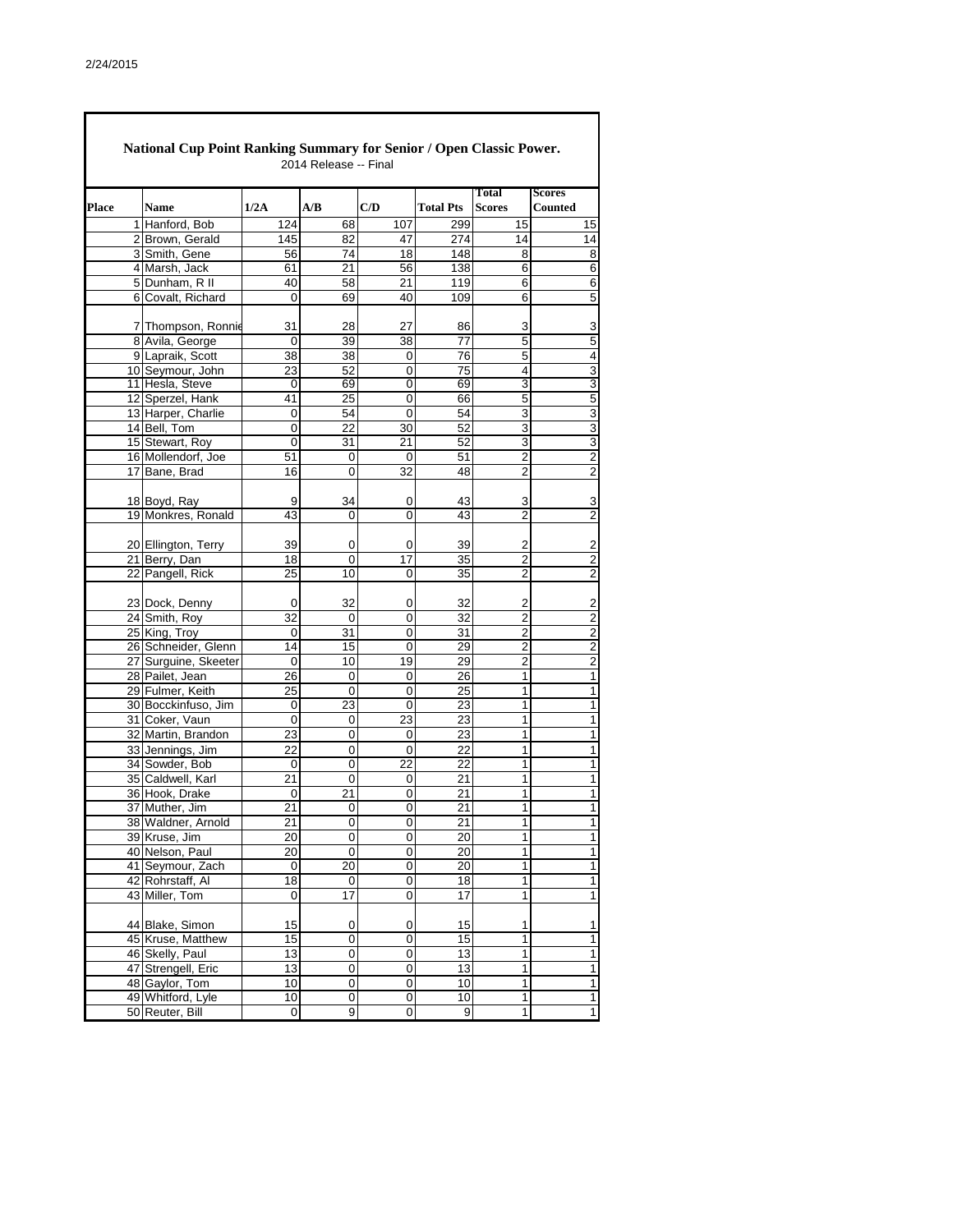## National Cup Point Ranking Summary for Senior / Open Classic Power.

2014 Release -- Final

| Place | Name | 1/2A | A/B | C/D | Total Pts | Total Scores | Scores Counted |
|---|---|---|---|---|---|---|---|
| 1 | Hanford, Bob | 124 | 68 | 107 | 299 | 15 | 15 |
| 2 | Brown, Gerald | 145 | 82 | 47 | 274 | 14 | 14 |
| 3 | Smith, Gene | 56 | 74 | 18 | 148 | 8 | 8 |
| 4 | Marsh, Jack | 61 | 21 | 56 | 138 | 6 | 6 |
| 5 | Dunham, R II | 40 | 58 | 21 | 119 | 6 | 6 |
| 6 | Covalt, Richard | 0 | 69 | 40 | 109 | 6 | 5 |
| 7 | Thompson, Ronnie | 31 | 28 | 27 | 86 | 3 | 3 |
| 8 | Avila, George | 0 | 39 | 38 | 77 | 5 | 5 |
| 9 | Lapraik, Scott | 38 | 38 | 0 | 76 | 5 | 4 |
| 10 | Seymour, John | 23 | 52 | 0 | 75 | 4 | 3 |
| 11 | Hesla, Steve | 0 | 69 | 0 | 69 | 3 | 3 |
| 12 | Sperzel, Hank | 41 | 25 | 0 | 66 | 5 | 5 |
| 13 | Harper, Charlie | 0 | 54 | 0 | 54 | 3 | 3 |
| 14 | Bell, Tom | 0 | 22 | 30 | 52 | 3 | 3 |
| 15 | Stewart, Roy | 0 | 31 | 21 | 52 | 3 | 3 |
| 16 | Mollendorf, Joe | 51 | 0 | 0 | 51 | 2 | 2 |
| 17 | Bane, Brad | 16 | 0 | 32 | 48 | 2 | 2 |
| 18 | Boyd, Ray | 9 | 34 | 0 | 43 | 3 | 3 |
| 19 | Monkres, Ronald | 43 | 0 | 0 | 43 | 2 | 2 |
| 20 | Ellington, Terry | 39 | 0 | 0 | 39 | 2 | 2 |
| 21 | Berry, Dan | 18 | 0 | 17 | 35 | 2 | 2 |
| 22 | Pangell, Rick | 25 | 10 | 0 | 35 | 2 | 2 |
| 23 | Dock, Denny | 0 | 32 | 0 | 32 | 2 | 2 |
| 24 | Smith, Roy | 32 | 0 | 0 | 32 | 2 | 2 |
| 25 | King, Troy | 0 | 31 | 0 | 31 | 2 | 2 |
| 26 | Schneider, Glenn | 14 | 15 | 0 | 29 | 2 | 2 |
| 27 | Surguine, Skeeter | 0 | 10 | 19 | 29 | 2 | 2 |
| 28 | Pailet, Jean | 26 | 0 | 0 | 26 | 1 | 1 |
| 29 | Fulmer, Keith | 25 | 0 | 0 | 25 | 1 | 1 |
| 30 | Bocckinfuso, Jim | 0 | 23 | 0 | 23 | 1 | 1 |
| 31 | Coker, Vaun | 0 | 0 | 23 | 23 | 1 | 1 |
| 32 | Martin, Brandon | 23 | 0 | 0 | 23 | 1 | 1 |
| 33 | Jennings, Jim | 22 | 0 | 0 | 22 | 1 | 1 |
| 34 | Sowder, Bob | 0 | 0 | 22 | 22 | 1 | 1 |
| 35 | Caldwell, Karl | 21 | 0 | 0 | 21 | 1 | 1 |
| 36 | Hook, Drake | 0 | 21 | 0 | 21 | 1 | 1 |
| 37 | Muther, Jim | 21 | 0 | 0 | 21 | 1 | 1 |
| 38 | Waldner, Arnold | 21 | 0 | 0 | 21 | 1 | 1 |
| 39 | Kruse, Jim | 20 | 0 | 0 | 20 | 1 | 1 |
| 40 | Nelson, Paul | 20 | 0 | 0 | 20 | 1 | 1 |
| 41 | Seymour, Zach | 0 | 20 | 0 | 20 | 1 | 1 |
| 42 | Rohrstaff, Al | 18 | 0 | 0 | 18 | 1 | 1 |
| 43 | Miller, Tom | 0 | 17 | 0 | 17 | 1 | 1 |
| 44 | Blake, Simon | 15 | 0 | 0 | 15 | 1 | 1 |
| 45 | Kruse, Matthew | 15 | 0 | 0 | 15 | 1 | 1 |
| 46 | Skelly, Paul | 13 | 0 | 0 | 13 | 1 | 1 |
| 47 | Strengell, Eric | 13 | 0 | 0 | 13 | 1 | 1 |
| 48 | Gaylor, Tom | 10 | 0 | 0 | 10 | 1 | 1 |
| 49 | Whitford, Lyle | 10 | 0 | 0 | 10 | 1 | 1 |
| 50 | Reuter, Bill | 0 | 9 | 0 | 9 | 1 | 1 |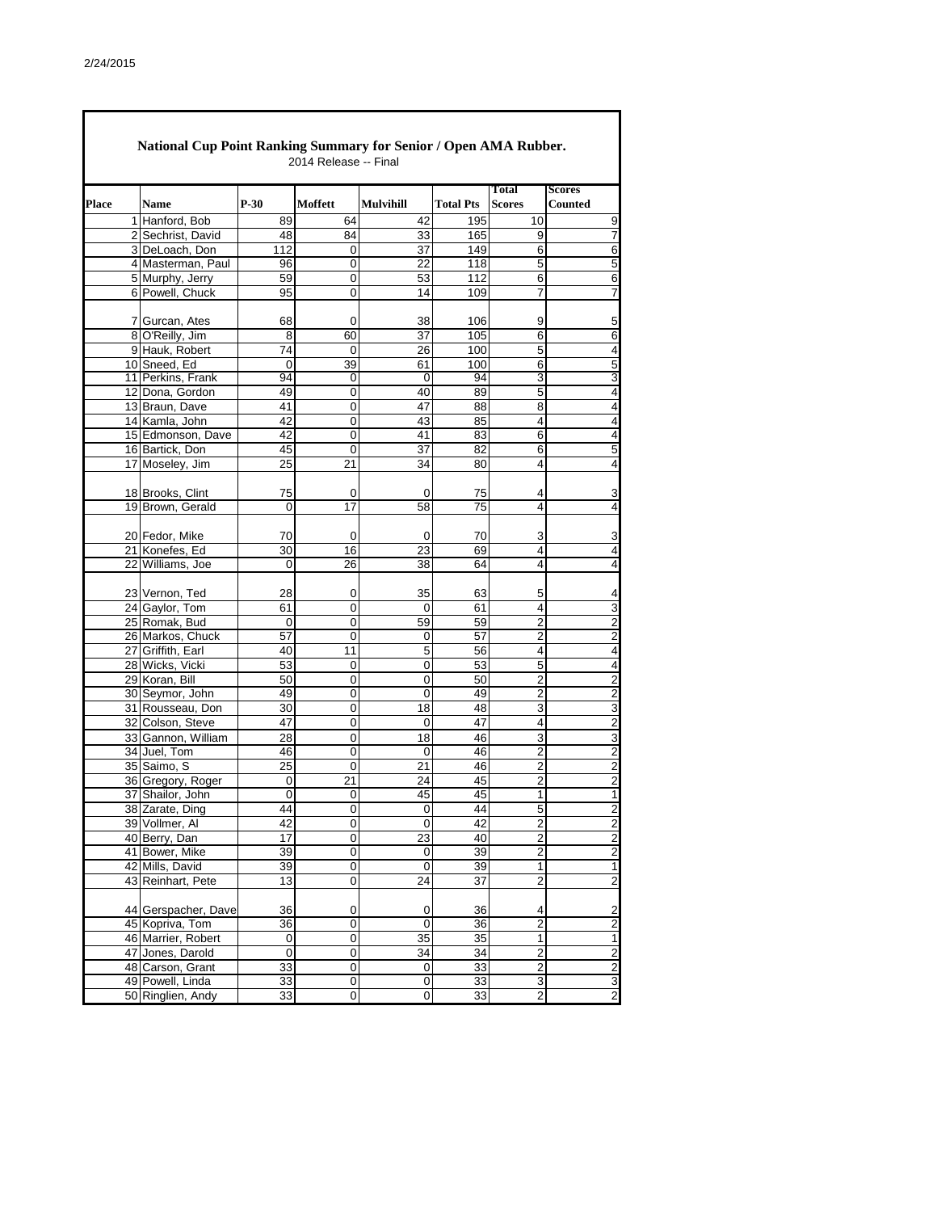## National Cup Point Ranking Summary for Senior / Open AMA Rubber.

2014 Release -- Final

| Place | Name | P-30 | Moffett | Mulvihill | Total Pts | Total Scores | Scores Counted |
|---|---|---|---|---|---|---|---|
| 1 | Hanford, Bob | 89 | 64 | 42 | 195 | 10 | 9 |
| 2 | Sechrist, David | 48 | 84 | 33 | 165 | 9 | 7 |
| 3 | DeLoach, Don | 112 | 0 | 37 | 149 | 6 | 6 |
| 4 | Masterman, Paul | 96 | 0 | 22 | 118 | 5 | 5 |
| 5 | Murphy, Jerry | 59 | 0 | 53 | 112 | 6 | 6 |
| 6 | Powell, Chuck | 95 | 0 | 14 | 109 | 7 | 7 |
| 7 | Gurcan, Ates | 68 | 0 | 38 | 106 | 9 | 5 |
| 8 | O'Reilly, Jim | 8 | 60 | 37 | 105 | 6 | 6 |
| 9 | Hauk, Robert | 74 | 0 | 26 | 100 | 5 | 4 |
| 10 | Sneed, Ed | 0 | 39 | 61 | 100 | 6 | 5 |
| 11 | Perkins, Frank | 94 | 0 | 0 | 94 | 3 | 3 |
| 12 | Dona, Gordon | 49 | 0 | 40 | 89 | 5 | 4 |
| 13 | Braun, Dave | 41 | 0 | 47 | 88 | 8 | 4 |
| 14 | Kamla, John | 42 | 0 | 43 | 85 | 4 | 4 |
| 15 | Edmonson, Dave | 42 | 0 | 41 | 83 | 6 | 4 |
| 16 | Bartick, Don | 45 | 0 | 37 | 82 | 6 | 5 |
| 17 | Moseley, Jim | 25 | 21 | 34 | 80 | 4 | 4 |
| 18 | Brooks, Clint | 75 | 0 | 0 | 75 | 4 | 3 |
| 19 | Brown, Gerald | 0 | 17 | 58 | 75 | 4 | 4 |
| 20 | Fedor, Mike | 70 | 0 | 0 | 70 | 3 | 3 |
| 21 | Konefes, Ed | 30 | 16 | 23 | 69 | 4 | 4 |
| 22 | Williams, Joe | 0 | 26 | 38 | 64 | 4 | 4 |
| 23 | Vernon, Ted | 28 | 0 | 35 | 63 | 5 | 4 |
| 24 | Gaylor, Tom | 61 | 0 | 0 | 61 | 4 | 3 |
| 25 | Romak, Bud | 0 | 0 | 59 | 59 | 2 | 2 |
| 26 | Markos, Chuck | 57 | 0 | 0 | 57 | 2 | 2 |
| 27 | Griffith, Earl | 40 | 11 | 5 | 56 | 4 | 4 |
| 28 | Wicks, Vicki | 53 | 0 | 0 | 53 | 5 | 4 |
| 29 | Koran, Bill | 50 | 0 | 0 | 50 | 2 | 2 |
| 30 | Seymor, John | 49 | 0 | 0 | 49 | 2 | 2 |
| 31 | Rousseau, Don | 30 | 0 | 18 | 48 | 3 | 3 |
| 32 | Colson, Steve | 47 | 0 | 0 | 47 | 4 | 2 |
| 33 | Gannon, William | 28 | 0 | 18 | 46 | 3 | 3 |
| 34 | Juel, Tom | 46 | 0 | 0 | 46 | 2 | 2 |
| 35 | Saimo, S | 25 | 0 | 21 | 46 | 2 | 2 |
| 36 | Gregory, Roger | 0 | 21 | 24 | 45 | 2 | 2 |
| 37 | Shailor, John | 0 | 0 | 45 | 45 | 1 | 1 |
| 38 | Zarate, Ding | 44 | 0 | 0 | 44 | 5 | 2 |
| 39 | Vollmer, Al | 42 | 0 | 0 | 42 | 2 | 2 |
| 40 | Berry, Dan | 17 | 0 | 23 | 40 | 2 | 2 |
| 41 | Bower, Mike | 39 | 0 | 0 | 39 | 2 | 2 |
| 42 | Mills, David | 39 | 0 | 0 | 39 | 1 | 1 |
| 43 | Reinhart, Pete | 13 | 0 | 24 | 37 | 2 | 2 |
| 44 | Gerspacher, Dave | 36 | 0 | 0 | 36 | 4 | 2 |
| 45 | Kopriva, Tom | 36 | 0 | 0 | 36 | 2 | 2 |
| 46 | Marrier, Robert | 0 | 0 | 35 | 35 | 1 | 1 |
| 47 | Jones, Darold | 0 | 0 | 34 | 34 | 2 | 2 |
| 48 | Carson, Grant | 33 | 0 | 0 | 33 | 2 | 2 |
| 49 | Powell, Linda | 33 | 0 | 0 | 33 | 3 | 3 |
| 50 | Ringlien, Andy | 33 | 0 | 0 | 33 | 2 | 2 |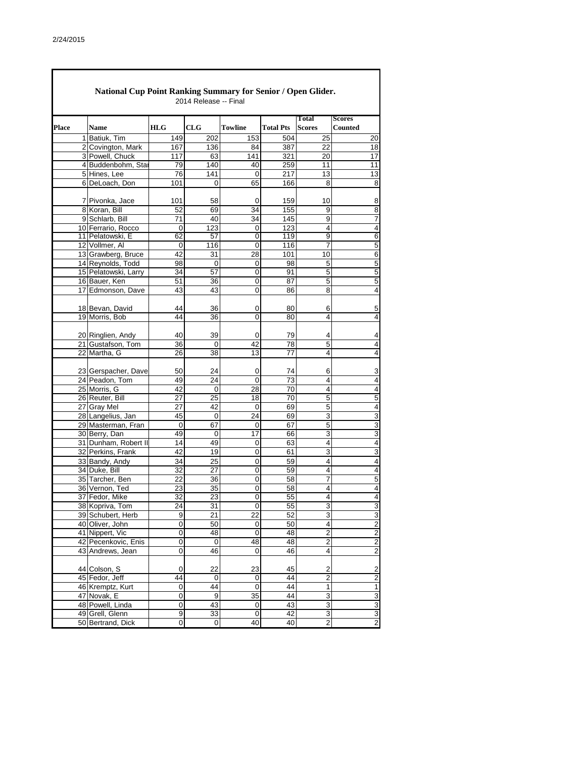## National Cup Point Ranking Summary for Senior / Open Glider.

2014 Release -- Final

| Place | Name | HLG | CLG | Towline | Total Pts | Total Scores | Scores Counted |
|---|---|---|---|---|---|---|---|
| 1 | Batiuk, Tim | 149 | 202 | 153 | 504 | 25 | 20 |
| 2 | Covington, Mark | 167 | 136 | 84 | 387 | 22 | 18 |
| 3 | Powell, Chuck | 117 | 63 | 141 | 321 | 20 | 17 |
| 4 | Buddenbohm, Sta | 79 | 140 | 40 | 259 | 11 | 11 |
| 5 | Hines, Lee | 76 | 141 | 0 | 217 | 13 | 13 |
| 6 | DeLoach, Don | 101 | 0 | 65 | 166 | 8 | 8 |
| 7 | Pivonka, Jace | 101 | 58 | 0 | 159 | 10 | 8 |
| 8 | Koran, Bill | 52 | 69 | 34 | 155 | 9 | 8 |
| 9 | Schlarb, Bill | 71 | 40 | 34 | 145 | 9 | 7 |
| 10 | Ferrario, Rocco | 0 | 123 | 0 | 123 | 4 | 4 |
| 11 | Pelatowski, E | 62 | 57 | 0 | 119 | 9 | 6 |
| 12 | Vollmer, Al | 0 | 116 | 0 | 116 | 7 | 5 |
| 13 | Grawberg, Bruce | 42 | 31 | 28 | 101 | 10 | 6 |
| 14 | Reynolds, Todd | 98 | 0 | 0 | 98 | 5 | 5 |
| 15 | Pelatowski, Larry | 34 | 57 | 0 | 91 | 5 | 5 |
| 16 | Bauer, Ken | 51 | 36 | 0 | 87 | 5 | 5 |
| 17 | Edmonson, Dave | 43 | 43 | 0 | 86 | 8 | 4 |
| 18 | Bevan, David | 44 | 36 | 0 | 80 | 6 | 5 |
| 19 | Morris, Bob | 44 | 36 | 0 | 80 | 4 | 4 |
| 20 | Ringlien, Andy | 40 | 39 | 0 | 79 | 4 | 4 |
| 21 | Gustafson, Tom | 36 | 0 | 42 | 78 | 5 | 4 |
| 22 | Martha, G | 26 | 38 | 13 | 77 | 4 | 4 |
| 23 | Gerspacher, Dave | 50 | 24 | 0 | 74 | 6 | 3 |
| 24 | Peadon, Tom | 49 | 24 | 0 | 73 | 4 | 4 |
| 25 | Morris, G | 42 | 0 | 28 | 70 | 4 | 4 |
| 26 | Reuter, Bill | 27 | 25 | 18 | 70 | 5 | 5 |
| 27 | Gray Mel | 27 | 42 | 0 | 69 | 5 | 4 |
| 28 | Langelius, Jan | 45 | 0 | 24 | 69 | 3 | 3 |
| 29 | Masterman, Fran | 0 | 67 | 0 | 67 | 5 | 3 |
| 30 | Berry, Dan | 49 | 0 | 17 | 66 | 3 | 3 |
| 31 | Dunham, Robert II | 14 | 49 | 0 | 63 | 4 | 4 |
| 32 | Perkins, Frank | 42 | 19 | 0 | 61 | 3 | 3 |
| 33 | Bandy, Andy | 34 | 25 | 0 | 59 | 4 | 4 |
| 34 | Duke, Bill | 32 | 27 | 0 | 59 | 4 | 4 |
| 35 | Tarcher, Ben | 22 | 36 | 0 | 58 | 7 | 5 |
| 36 | Vernon, Ted | 23 | 35 | 0 | 58 | 4 | 4 |
| 37 | Fedor, Mike | 32 | 23 | 0 | 55 | 4 | 4 |
| 38 | Kopriva, Tom | 24 | 31 | 0 | 55 | 3 | 3 |
| 39 | Schubert, Herb | 9 | 21 | 22 | 52 | 3 | 3 |
| 40 | Oliver, John | 0 | 50 | 0 | 50 | 4 | 2 |
| 41 | Nippert, Vic | 0 | 48 | 0 | 48 | 2 | 2 |
| 42 | Pecenkovic, Enis | 0 | 0 | 48 | 48 | 2 | 2 |
| 43 | Andrews, Jean | 0 | 46 | 0 | 46 | 4 | 2 |
| 44 | Colson, S | 0 | 22 | 23 | 45 | 2 | 2 |
| 45 | Fedor, Jeff | 44 | 0 | 0 | 44 | 2 | 2 |
| 46 | Kremptz, Kurt | 0 | 44 | 0 | 44 | 1 | 1 |
| 47 | Novak, E | 0 | 9 | 35 | 44 | 3 | 3 |
| 48 | Powell, Linda | 0 | 43 | 0 | 43 | 3 | 3 |
| 49 | Grell, Glenn | 9 | 33 | 0 | 42 | 3 | 3 |
| 50 | Bertrand, Dick | 0 | 0 | 40 | 40 | 2 | 2 |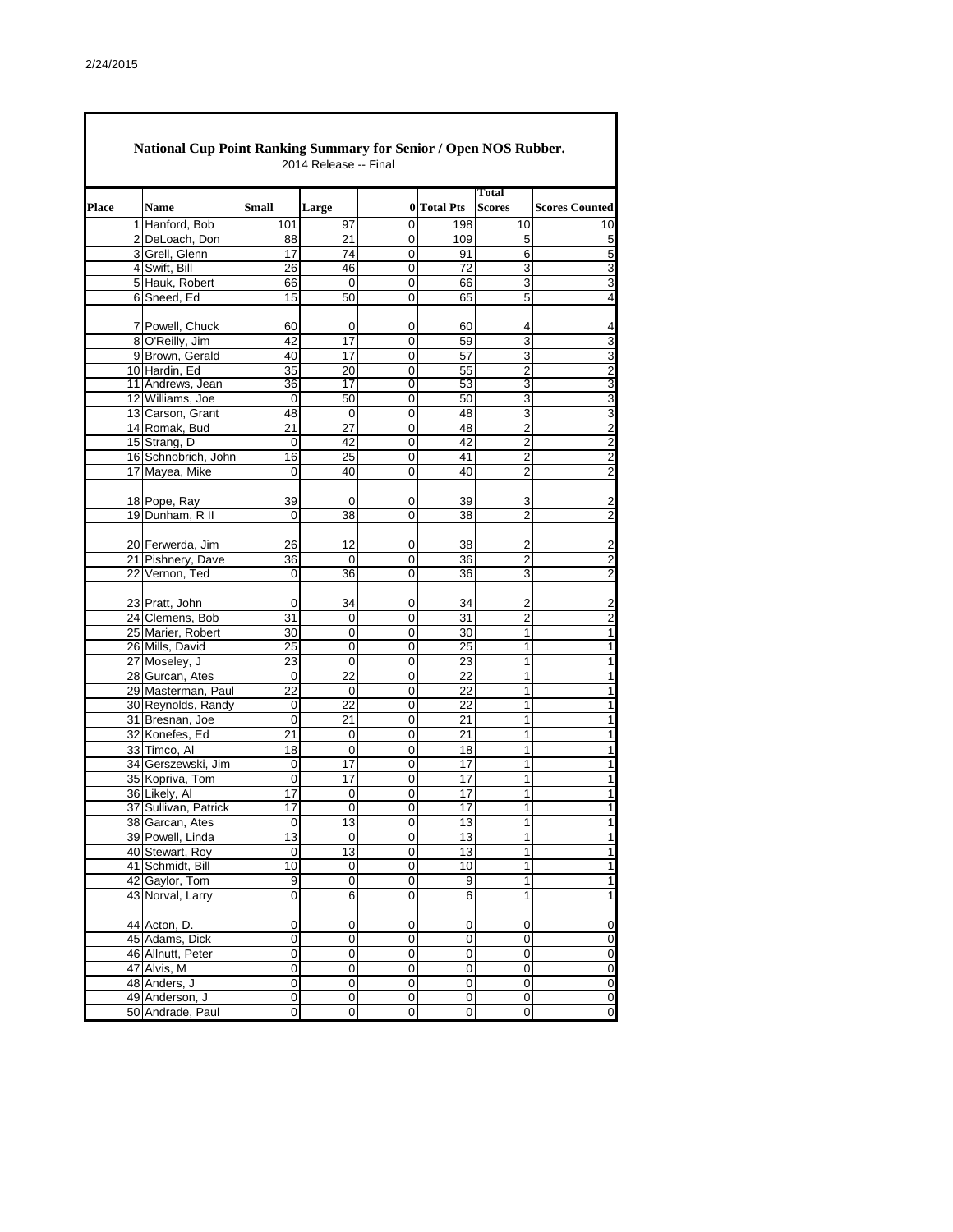## National Cup Point Ranking Summary for Senior / Open NOS Rubber.

2014 Release -- Final

| Place | Name | Small | Large | 0 | Total Pts | Total Scores | Scores Counted |
|---|---|---|---|---|---|---|---|
| 1 | Hanford, Bob | 101 | 97 | 0 | 198 | 10 | 10 |
| 2 | DeLoach, Don | 88 | 21 | 0 | 109 | 5 | 5 |
| 3 | Grell, Glenn | 17 | 74 | 0 | 91 | 6 | 5 |
| 4 | Swift, Bill | 26 | 46 | 0 | 72 | 3 | 3 |
| 5 | Hauk, Robert | 66 | 0 | 0 | 66 | 3 | 3 |
| 6 | Sneed, Ed | 15 | 50 | 0 | 65 | 5 | 4 |
| 7 | Powell, Chuck | 60 | 0 | 0 | 60 | 4 | 4 |
| 8 | O'Reilly, Jim | 42 | 17 | 0 | 59 | 3 | 3 |
| 9 | Brown, Gerald | 40 | 17 | 0 | 57 | 3 | 3 |
| 10 | Hardin, Ed | 35 | 20 | 0 | 55 | 2 | 2 |
| 11 | Andrews, Jean | 36 | 17 | 0 | 53 | 3 | 3 |
| 12 | Williams, Joe | 0 | 50 | 0 | 50 | 3 | 3 |
| 13 | Carson, Grant | 48 | 0 | 0 | 48 | 3 | 3 |
| 14 | Romak, Bud | 21 | 27 | 0 | 48 | 2 | 2 |
| 15 | Strang, D | 0 | 42 | 0 | 42 | 2 | 2 |
| 16 | Schnobrich, John | 16 | 25 | 0 | 41 | 2 | 2 |
| 17 | Mayea, Mike | 0 | 40 | 0 | 40 | 2 | 2 |
| 18 | Pope, Ray | 39 | 0 | 0 | 39 | 3 | 2 |
| 19 | Dunham, R II | 0 | 38 | 0 | 38 | 2 | 2 |
| 20 | Ferwerda, Jim | 26 | 12 | 0 | 38 | 2 | 2 |
| 21 | Pishnery, Dave | 36 | 0 | 0 | 36 | 2 | 2 |
| 22 | Vernon, Ted | 0 | 36 | 0 | 36 | 3 | 2 |
| 23 | Pratt, John | 0 | 34 | 0 | 34 | 2 | 2 |
| 24 | Clemens, Bob | 31 | 0 | 0 | 31 | 2 | 2 |
| 25 | Marier, Robert | 30 | 0 | 0 | 30 | 1 | 1 |
| 26 | Mills, David | 25 | 0 | 0 | 25 | 1 | 1 |
| 27 | Moseley, J | 23 | 0 | 0 | 23 | 1 | 1 |
| 28 | Gurcan, Ates | 0 | 22 | 0 | 22 | 1 | 1 |
| 29 | Masterman, Paul | 22 | 0 | 0 | 22 | 1 | 1 |
| 30 | Reynolds, Randy | 0 | 22 | 0 | 22 | 1 | 1 |
| 31 | Bresnan, Joe | 0 | 21 | 0 | 21 | 1 | 1 |
| 32 | Konefes, Ed | 21 | 0 | 0 | 21 | 1 | 1 |
| 33 | Timco, Al | 18 | 0 | 0 | 18 | 1 | 1 |
| 34 | Gerszewski, Jim | 0 | 17 | 0 | 17 | 1 | 1 |
| 35 | Kopriva, Tom | 0 | 17 | 0 | 17 | 1 | 1 |
| 36 | Likely, Al | 17 | 0 | 0 | 17 | 1 | 1 |
| 37 | Sullivan, Patrick | 17 | 0 | 0 | 17 | 1 | 1 |
| 38 | Garcan, Ates | 0 | 13 | 0 | 13 | 1 | 1 |
| 39 | Powell, Linda | 13 | 0 | 0 | 13 | 1 | 1 |
| 40 | Stewart, Roy | 0 | 13 | 0 | 13 | 1 | 1 |
| 41 | Schmidt, Bill | 10 | 0 | 0 | 10 | 1 | 1 |
| 42 | Gaylor, Tom | 9 | 0 | 0 | 9 | 1 | 1 |
| 43 | Norval, Larry | 0 | 6 | 0 | 6 | 1 | 1 |
| 44 | Acton, D. | 0 | 0 | 0 | 0 | 0 | 0 |
| 45 | Adams, Dick | 0 | 0 | 0 | 0 | 0 | 0 |
| 46 | Allnutt, Peter | 0 | 0 | 0 | 0 | 0 | 0 |
| 47 | Alvis, M | 0 | 0 | 0 | 0 | 0 | 0 |
| 48 | Anders, J | 0 | 0 | 0 | 0 | 0 | 0 |
| 49 | Anderson, J | 0 | 0 | 0 | 0 | 0 | 0 |
| 50 | Andrade, Paul | 0 | 0 | 0 | 0 | 0 | 0 |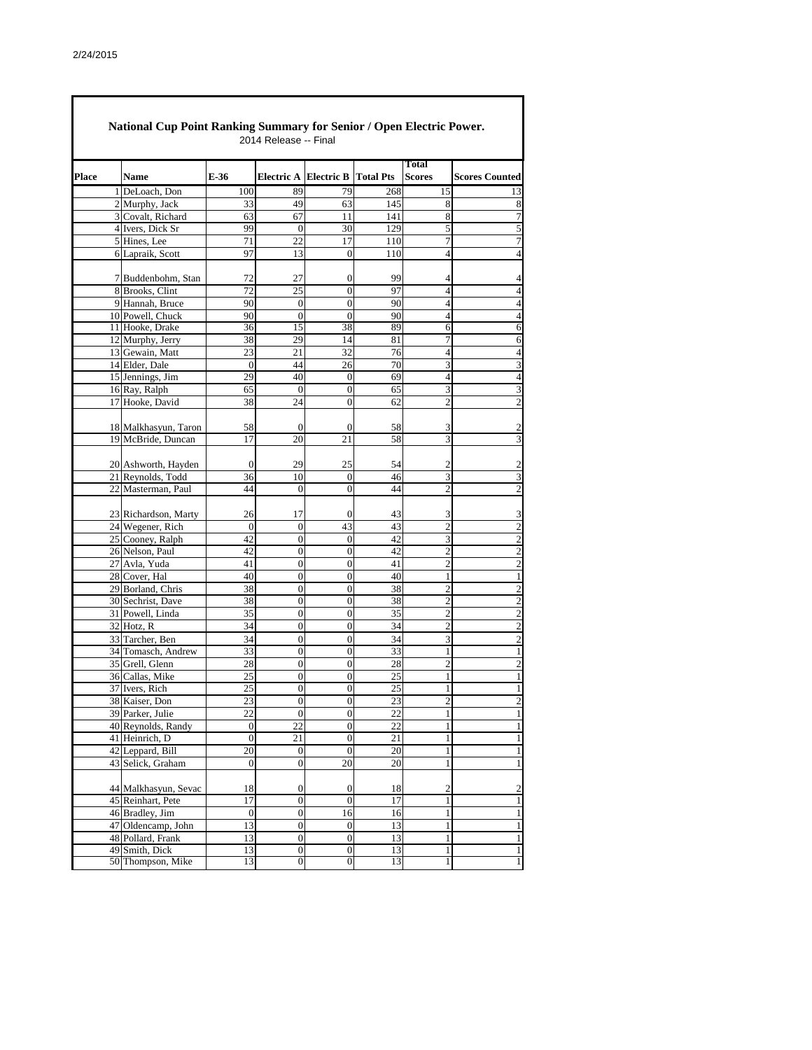## National Cup Point Ranking Summary for Senior / Open Electric Power.

2014 Release -- Final

| Place | Name | E-36 | Electric A | Electric B | Total Pts | Total Scores | Scores Counted |
|---|---|---|---|---|---|---|---|
| 1 | DeLoach, Don | 100 | 89 | 79 | 268 | 15 | 13 |
| 2 | Murphy, Jack | 33 | 49 | 63 | 145 | 8 | 8 |
| 3 | Covalt, Richard | 63 | 67 | 11 | 141 | 8 | 7 |
| 4 | Ivers, Dick Sr | 99 | 0 | 30 | 129 | 5 | 5 |
| 5 | Hines, Lee | 71 | 22 | 17 | 110 | 7 | 7 |
| 6 | Lapraik, Scott | 97 | 13 | 0 | 110 | 4 | 4 |
| 7 | Buddenbohm, Stan | 72 | 27 | 0 | 99 | 4 | 4 |
| 8 | Brooks, Clint | 72 | 25 | 0 | 97 | 4 | 4 |
| 9 | Hannah, Bruce | 90 | 0 | 0 | 90 | 4 | 4 |
| 10 | Powell, Chuck | 90 | 0 | 0 | 90 | 4 | 4 |
| 11 | Hooke, Drake | 36 | 15 | 38 | 89 | 6 | 6 |
| 12 | Murphy, Jerry | 38 | 29 | 14 | 81 | 7 | 6 |
| 13 | Gewain, Matt | 23 | 21 | 32 | 76 | 4 | 4 |
| 14 | Elder, Dale | 0 | 44 | 26 | 70 | 3 | 3 |
| 15 | Jennings, Jim | 29 | 40 | 0 | 69 | 4 | 4 |
| 16 | Ray, Ralph | 65 | 0 | 0 | 65 | 3 | 3 |
| 17 | Hooke, David | 38 | 24 | 0 | 62 | 2 | 2 |
| 18 | Malkhasyun, Taron | 58 | 0 | 0 | 58 | 3 | 2 |
| 19 | McBride, Duncan | 17 | 20 | 21 | 58 | 3 | 3 |
| 20 | Ashworth, Hayden | 0 | 29 | 25 | 54 | 2 | 2 |
| 21 | Reynolds, Todd | 36 | 10 | 0 | 46 | 3 | 3 |
| 22 | Masterman, Paul | 44 | 0 | 0 | 44 | 2 | 2 |
| 23 | Richardson, Marty | 26 | 17 | 0 | 43 | 3 | 3 |
| 24 | Wegener, Rich | 0 | 0 | 43 | 43 | 2 | 2 |
| 25 | Cooney, Ralph | 42 | 0 | 0 | 42 | 3 | 2 |
| 26 | Nelson, Paul | 42 | 0 | 0 | 42 | 2 | 2 |
| 27 | Avla, Yuda | 41 | 0 | 0 | 41 | 2 | 2 |
| 28 | Cover, Hal | 40 | 0 | 0 | 40 | 1 | 1 |
| 29 | Borland, Chris | 38 | 0 | 0 | 38 | 2 | 2 |
| 30 | Sechrist, Dave | 38 | 0 | 0 | 38 | 2 | 2 |
| 31 | Powell, Linda | 35 | 0 | 0 | 35 | 2 | 2 |
| 32 | Hotz, R | 34 | 0 | 0 | 34 | 2 | 2 |
| 33 | Tarcher, Ben | 34 | 0 | 0 | 34 | 3 | 2 |
| 34 | Tomasch, Andrew | 33 | 0 | 0 | 33 | 1 | 1 |
| 35 | Grell, Glenn | 28 | 0 | 0 | 28 | 2 | 2 |
| 36 | Callas, Mike | 25 | 0 | 0 | 25 | 1 | 1 |
| 37 | Ivers, Rich | 25 | 0 | 0 | 25 | 1 | 1 |
| 38 | Kaiser, Don | 23 | 0 | 0 | 23 | 2 | 2 |
| 39 | Parker, Julie | 22 | 0 | 0 | 22 | 1 | 1 |
| 40 | Reynolds, Randy | 0 | 22 | 0 | 22 | 1 | 1 |
| 41 | Heinrich, D | 0 | 21 | 0 | 21 | 1 | 1 |
| 42 | Leppard, Bill | 20 | 0 | 0 | 20 | 1 | 1 |
| 43 | Selick, Graham | 0 | 0 | 20 | 20 | 1 | 1 |
| 44 | Malkhasyun, Sevac | 18 | 0 | 0 | 18 | 2 | 2 |
| 45 | Reinhart, Pete | 17 | 0 | 0 | 17 | 1 | 1 |
| 46 | Bradley, Jim | 0 | 0 | 16 | 16 | 1 | 1 |
| 47 | Oldencamp, John | 13 | 0 | 0 | 13 | 1 | 1 |
| 48 | Pollard, Frank | 13 | 0 | 0 | 13 | 1 | 1 |
| 49 | Smith, Dick | 13 | 0 | 0 | 13 | 1 | 1 |
| 50 | Thompson, Mike | 13 | 0 | 0 | 13 | 1 | 1 |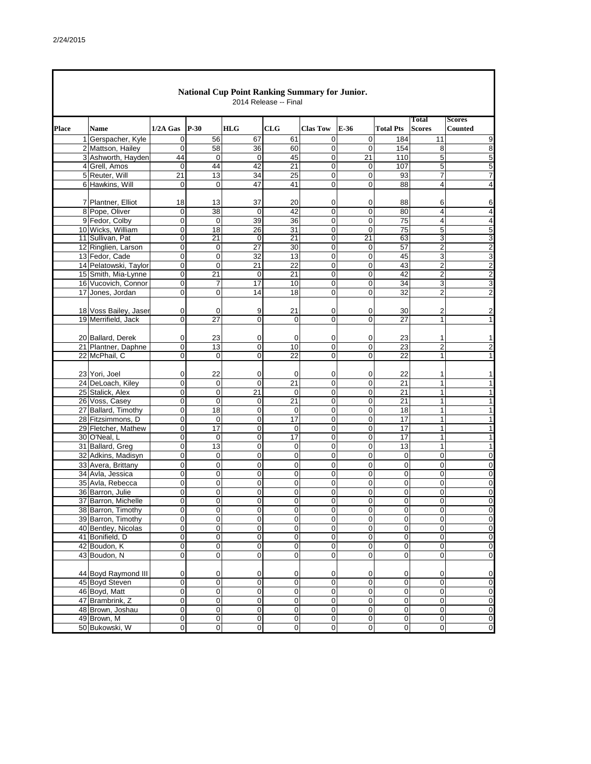## National Cup Point Ranking Summary for Junior.

2014 Release -- Final

| Place | Name | 1/2A Gas | P-30 | HLG | CLG | Clas Tow | E-36 | Total Pts | Total Scores | Scores Counted |
|---|---|---|---|---|---|---|---|---|---|---|
| 1 | Gerspacher, Kyle | 0 | 56 | 67 | 61 | 0 | 0 | 184 | 11 | 9 |
| 2 | Mattson, Hailey | 0 | 58 | 36 | 60 | 0 | 0 | 154 | 8 | 8 |
| 3 | Ashworth, Hayden | 44 | 0 | 0 | 45 | 0 | 21 | 110 | 5 | 5 |
| 4 | Grell, Amos | 0 | 44 | 42 | 21 | 0 | 0 | 107 | 5 | 5 |
| 5 | Reuter, Will | 21 | 13 | 34 | 25 | 0 | 0 | 93 | 7 | 7 |
| 6 | Hawkins, Will | 0 | 0 | 47 | 41 | 0 | 0 | 88 | 4 | 4 |
| 7 | Plantner, Elliot | 18 | 13 | 37 | 20 | 0 | 0 | 88 | 6 | 6 |
| 8 | Pope, Oliver | 0 | 38 | 0 | 42 | 0 | 0 | 80 | 4 | 4 |
| 9 | Fedor, Colby | 0 | 0 | 39 | 36 | 0 | 0 | 75 | 4 | 4 |
| 10 | Wicks, William | 0 | 18 | 26 | 31 | 0 | 0 | 75 | 5 | 5 |
| 11 | Sullivan, Pat | 0 | 21 | 0 | 21 | 0 | 21 | 63 | 3 | 3 |
| 12 | Ringlien, Larson | 0 | 0 | 27 | 30 | 0 | 0 | 57 | 2 | 2 |
| 13 | Fedor, Cade | 0 | 0 | 32 | 13 | 0 | 0 | 45 | 3 | 3 |
| 14 | Pelatowski, Taylor | 0 | 0 | 21 | 22 | 0 | 0 | 43 | 2 | 2 |
| 15 | Smith, Mia-Lynne | 0 | 21 | 0 | 21 | 0 | 0 | 42 | 2 | 2 |
| 16 | Vucovich, Connor | 0 | 7 | 17 | 10 | 0 | 0 | 34 | 3 | 3 |
| 17 | Jones, Jordan | 0 | 0 | 14 | 18 | 0 | 0 | 32 | 2 | 2 |
| 18 | Voss Bailey, Jaser | 0 | 0 | 9 | 21 | 0 | 0 | 30 | 2 | 2 |
| 19 | Merrifield, Jack | 0 | 27 | 0 | 0 | 0 | 0 | 27 | 1 | 1 |
| 20 | Ballard, Derek | 0 | 23 | 0 | 0 | 0 | 0 | 23 | 1 | 1 |
| 21 | Plantner, Daphne | 0 | 13 | 0 | 10 | 0 | 0 | 23 | 2 | 2 |
| 22 | McPhail, C | 0 | 0 | 0 | 22 | 0 | 0 | 22 | 1 | 1 |
| 23 | Yori, Joel | 0 | 22 | 0 | 0 | 0 | 0 | 22 | 1 | 1 |
| 24 | DeLoach, Kiley | 0 | 0 | 0 | 21 | 0 | 0 | 21 | 1 | 1 |
| 25 | Stalick, Alex | 0 | 0 | 21 | 0 | 0 | 0 | 21 | 1 | 1 |
| 26 | Voss, Casey | 0 | 0 | 0 | 21 | 0 | 0 | 21 | 1 | 1 |
| 27 | Ballard, Timothy | 0 | 18 | 0 | 0 | 0 | 0 | 18 | 1 | 1 |
| 28 | Fitzsimmons, D | 0 | 0 | 0 | 17 | 0 | 0 | 17 | 1 | 1 |
| 29 | Fletcher, Mathew | 0 | 17 | 0 | 0 | 0 | 0 | 17 | 1 | 1 |
| 30 | O'Neal, L | 0 | 0 | 0 | 17 | 0 | 0 | 17 | 1 | 1 |
| 31 | Ballard, Greg | 0 | 13 | 0 | 0 | 0 | 0 | 13 | 1 | 1 |
| 32 | Adkins, Madisyn | 0 | 0 | 0 | 0 | 0 | 0 | 0 | 0 | 0 |
| 33 | Avera, Brittany | 0 | 0 | 0 | 0 | 0 | 0 | 0 | 0 | 0 |
| 34 | Avla, Jessica | 0 | 0 | 0 | 0 | 0 | 0 | 0 | 0 | 0 |
| 35 | Avla, Rebecca | 0 | 0 | 0 | 0 | 0 | 0 | 0 | 0 | 0 |
| 36 | Barron, Julie | 0 | 0 | 0 | 0 | 0 | 0 | 0 | 0 | 0 |
| 37 | Barron, Michelle | 0 | 0 | 0 | 0 | 0 | 0 | 0 | 0 | 0 |
| 38 | Barron, Timothy | 0 | 0 | 0 | 0 | 0 | 0 | 0 | 0 | 0 |
| 39 | Barron, Timothy | 0 | 0 | 0 | 0 | 0 | 0 | 0 | 0 | 0 |
| 40 | Bentley, Nicolas | 0 | 0 | 0 | 0 | 0 | 0 | 0 | 0 | 0 |
| 41 | Bonifield, D | 0 | 0 | 0 | 0 | 0 | 0 | 0 | 0 | 0 |
| 42 | Boudon, K | 0 | 0 | 0 | 0 | 0 | 0 | 0 | 0 | 0 |
| 43 | Boudon, N | 0 | 0 | 0 | 0 | 0 | 0 | 0 | 0 | 0 |
| 44 | Boyd Raymond III | 0 | 0 | 0 | 0 | 0 | 0 | 0 | 0 | 0 |
| 45 | Boyd Steven | 0 | 0 | 0 | 0 | 0 | 0 | 0 | 0 | 0 |
| 46 | Boyd, Matt | 0 | 0 | 0 | 0 | 0 | 0 | 0 | 0 | 0 |
| 47 | Brambrink, Z | 0 | 0 | 0 | 0 | 0 | 0 | 0 | 0 | 0 |
| 48 | Brown, Joshau | 0 | 0 | 0 | 0 | 0 | 0 | 0 | 0 | 0 |
| 49 | Brown, M | 0 | 0 | 0 | 0 | 0 | 0 | 0 | 0 | 0 |
| 50 | Bukowski, W | 0 | 0 | 0 | 0 | 0 | 0 | 0 | 0 | 0 |